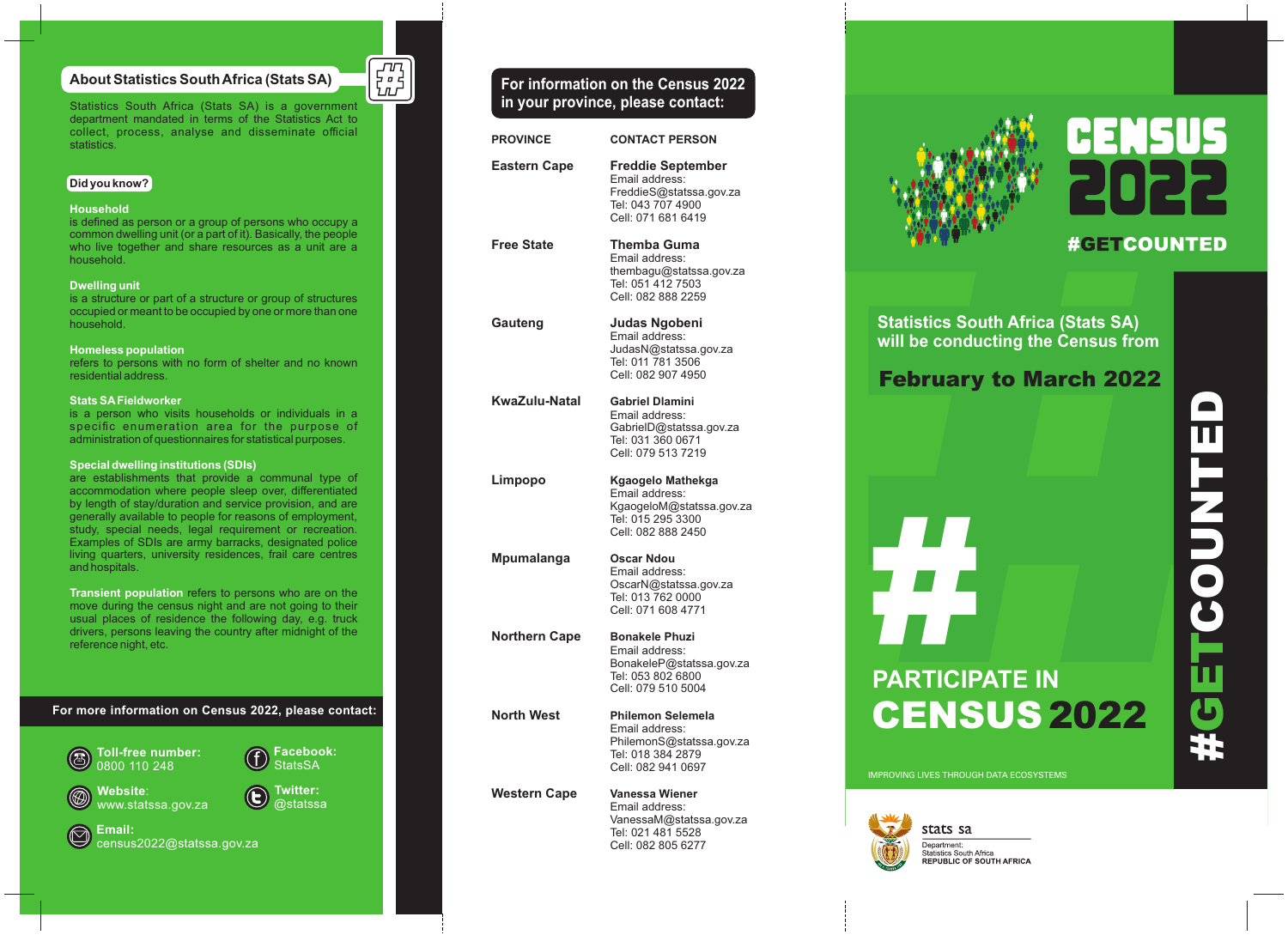## About Statistics South Africa (Stats SA)

Statistics South Africa (Stats SA) is a government department mandated in terms of the Statistics Act to collect, process, analyse and disseminate official statistics.

### Did you know?

**Household**
is defined as person or a group of persons who occupy a common dwelling unit (or a part of it). Basically, the people who live together and share resources as a unit are a household.

**Dwelling unit**
is a structure or part of a structure or group of structures occupied or meant to be occupied by one or more than one household.

**Homeless population**
refers to persons with no form of shelter and no known residential address.

**Stats SA Fieldworker**
is a person who visits households or individuals in a specific enumeration area for the purpose of administration of questionnaires for statistical purposes.

**Special dwelling institutions (SDIs)**
are establishments that provide a communal type of accommodation where people sleep over, differentiated by length of stay/duration and service provision, and are generally available to people for reasons of employment, study, special needs, legal requirement or recreation. Examples of SDIs are army barracks, designated police living quarters, university residences, frail care centres and hospitals.

**Transient population** refers to persons who are on the move during the census night and are not going to their usual places of residence the following day, e.g. truck drivers, persons leaving the country after midnight of the reference night, etc.

### For more information on Census 2022, please contact:

- **Toll-free number:** 0800 110 248
- **Facebook:** StatsSA
- **Website:** www.statssa.gov.za
- **Twitter:** @statssa
- **Email:** census2022@statssa.gov.za

## For information on the Census 2022 in your province, please contact:

| PROVINCE | CONTACT PERSON |
|---|---|
| Eastern Cape | **Freddie September**<br>Email address: FreddieS@statssa.gov.za<br>Tel: 043 707 4900<br>Cell: 071 681 6419 |
| Free State | **Themba Guma**<br>Email address: thembagu@statssa.gov.za<br>Tel: 051 412 7503<br>Cell: 082 888 2259 |
| Gauteng | **Judas Ngobeni**<br>Email address: JudasN@statssa.gov.za<br>Tel: 011 781 3506<br>Cell: 082 907 4950 |
| KwaZulu-Natal | **Gabriel Dlamini**<br>Email address: GabrielD@statssa.gov.za<br>Tel: 031 360 0671<br>Cell: 079 513 7219 |
| Limpopo | **Kgaogelo Mathekga**<br>Email address: KgaogeloM@statssa.gov.za<br>Tel: 015 295 3300<br>Cell: 082 888 2450 |
| Mpumalanga | **Oscar Ndou**<br>Email address: OscarN@statssa.gov.za<br>Tel: 013 762 0000<br>Cell: 071 608 4771 |
| Northern Cape | **Bonakele Phuzi**<br>Email address: BonakeleP@statssa.gov.za<br>Tel: 053 802 6800<br>Cell: 079 510 5004 |
| North West | **Philemon Selemela**<br>Email address: PhilemonS@statssa.gov.za<br>Tel: 018 384 2879<br>Cell: 082 941 0697 |
| Western Cape | **Vanessa Wiener**<br>Email address: VanessaM@statssa.gov.za<br>Tel: 021 481 5528<br>Cell: 082 805 6277 |

# CENSUS 2022

#GETCOUNTED

Statistics South Africa (Stats SA) will be conducting the Census from

**February to March 2022**

# PARTICIPATE IN CENSUS 2022

#GETCOUNTED

IMPROVING LIVES THROUGH DATA ECOSYSTEMS

stats sa
Department:
Statistics South Africa
REPUBLIC OF SOUTH AFRICA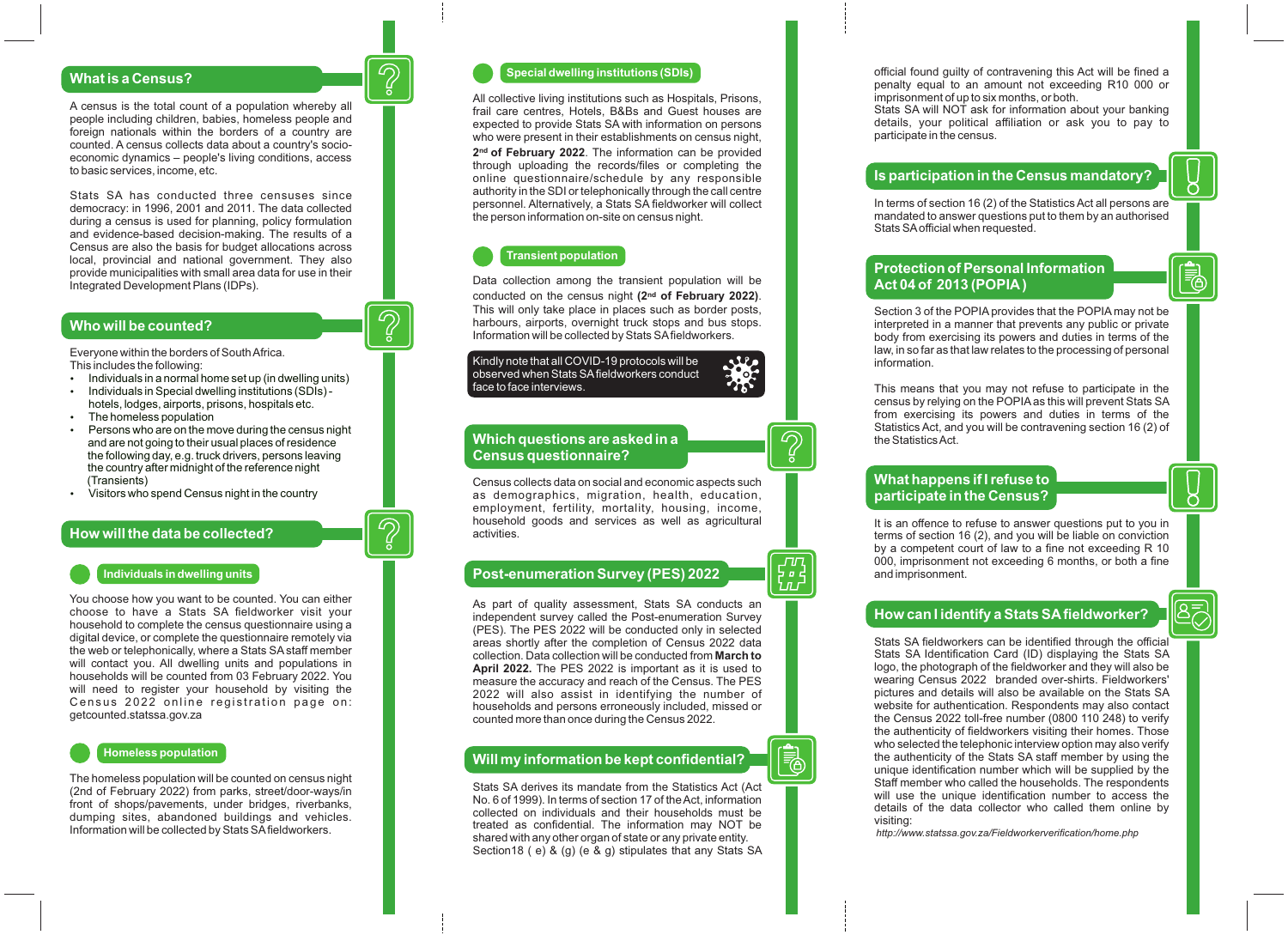## What is a Census?

A census is the total count of a population whereby all people including children, babies, homeless people and foreign nationals within the borders of a country are counted. A census collects data about a country's socio-economic dynamics – people's living conditions, access to basic services, income, etc.

Stats SA has conducted three censuses since democracy: in 1996, 2001 and 2011. The data collected during a census is used for planning, policy formulation and evidence-based decision-making. The results of a Census are also the basis for budget allocations across local, provincial and national government. They also provide municipalities with small area data for use in their Integrated Development Plans (IDPs).

## Who will be counted?

Everyone within the borders of South Africa.
This includes the following:

- Individuals in a normal home set up (in dwelling units)
- Individuals in Special dwelling institutions (SDIs) - hotels, lodges, airports, prisons, hospitals etc.
- The homeless population
- Persons who are on the move during the census night and are not going to their usual places of residence the following day, e.g. truck drivers, persons leaving the country after midnight of the reference night (Transients)
- Visitors who spend Census night in the country

## How will the data be collected?

### Individuals in dwelling units

You choose how you want to be counted. You can either choose to have a Stats SA fieldworker visit your household to complete the census questionnaire using a digital device, or complete the questionnaire remotely via the web or telephonically, where a Stats SA staff member will contact you. All dwelling units and populations in households will be counted from 03 February 2022. You will need to register your household by visiting the Census 2022 online registration page on: getcounted.statssa.gov.za

### Homeless population

The homeless population will be counted on census night (2nd of February 2022) from parks, street/door-ways/in front of shops/pavements, under bridges, riverbanks, dumping sites, abandoned buildings and vehicles. Information will be collected by Stats SA fieldworkers.

### Special dwelling institutions (SDIs)

All collective living institutions such as Hospitals, Prisons, frail care centres, Hotels, B&Bs and Guest houses are expected to provide Stats SA with information on persons who were present in their establishments on census night, **2nd of February 2022**. The information can be provided through uploading the records/files or completing the online questionnaire/schedule by any responsible authority in the SDI or telephonically through the call centre personnel. Alternatively, a Stats SA fieldworker will collect the person information on-site on census night.

### Transient population

Data collection among the transient population will be conducted on the census night **(2nd of February 2022)**. This will only take place in places such as border posts, harbours, airports, overnight truck stops and bus stops. Information will be collected by Stats SA fieldworkers.

Kindly note that all COVID-19 protocols will be observed when Stats SA fieldworkers conduct face to face interviews.

## Which questions are asked in a Census questionnaire?

Census collects data on social and economic aspects such as demographics, migration, health, education, employment, fertility, mortality, housing, income, household goods and services as well as agricultural activities.

## Post-enumeration Survey (PES) 2022

As part of quality assessment, Stats SA conducts an independent survey called the Post-enumeration Survey (PES). The PES 2022 will be conducted only in selected areas shortly after the completion of Census 2022 data collection. Data collection will be conducted from **March to April 2022.** The PES 2022 is important as it is used to measure the accuracy and reach of the Census. The PES 2022 will also assist in identifying the number of households and persons erroneously included, missed or counted more than once during the Census 2022.

## Will my information be kept confidential?

Stats SA derives its mandate from the Statistics Act (Act No. 6 of 1999). In terms of section 17 of the Act, information collected on individuals and their households must be treated as confidential. The information may NOT be shared with any other organ of state or any private entity. Section18 ( e) & (g) (e & g) stipulates that any Stats SA official found guilty of contravening this Act will be fined a penalty equal to an amount not exceeding R10 000 or imprisonment of up to six months, or both.
Stats SA will NOT ask for information about your banking details, your political affiliation or ask you to pay to participate in the census.

## Is participation in the Census mandatory?

In terms of section 16 (2) of the Statistics Act all persons are mandated to answer questions put to them by an authorised Stats SA official when requested.

## Protection of Personal Information Act 04 of 2013 (POPIA)

Section 3 of the POPIA provides that the POPIA may not be interpreted in a manner that prevents any public or private body from exercising its powers and duties in terms of the law, in so far as that law relates to the processing of personal information.

This means that you may not refuse to participate in the census by relying on the POPIA as this will prevent Stats SA from exercising its powers and duties in terms of the Statistics Act, and you will be contravening section 16 (2) of the Statistics Act.

## What happens if I refuse to participate in the Census?

It is an offence to refuse to answer questions put to you in terms of section 16 (2), and you will be liable on conviction by a competent court of law to a fine not exceeding R 10 000, imprisonment not exceeding 6 months, or both a fine and imprisonment.

## How can I identify a Stats SA fieldworker?

Stats SA fieldworkers can be identified through the official Stats SA Identification Card (ID) displaying the Stats SA logo, the photograph of the fieldworker and they will also be wearing Census 2022 branded over-shirts. Fieldworkers' pictures and details will also be available on the Stats SA website for authentication. Respondents may also contact the Census 2022 toll-free number (0800 110 248) to verify the authenticity of fieldworkers visiting their homes. Those who selected the telephonic interview option may also verify the authenticity of the Stats SA staff member by using the unique identification number which will be supplied by the Staff member who called the households. The respondents will use the unique identification number to access the details of the data collector who called them online by visiting:

*http://www.statssa.gov.za/Fieldworkerverification/home.php*